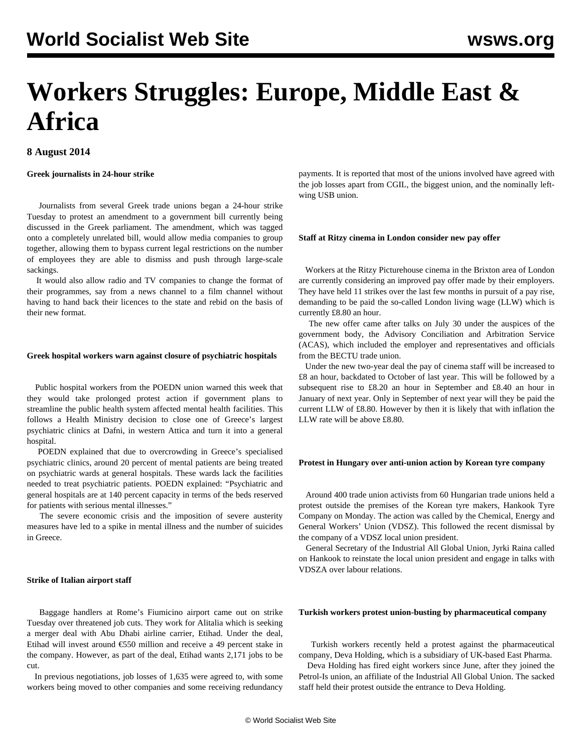# Workers Struggles: Europe, Middle East & Africa

**8 August 2014**

**Greek journalists in 24-hour strike**

Journalists from several Greek trade unions began a 24-hour strike Tuesday to protest an amendment to a government bill currently being discussed in the Greek parliament. The amendment, which was tagged onto a completely unrelated bill, would allow media companies to group together, allowing them to bypass current legal restrictions on the number of employees they are able to dismiss and push through large-scale sackings.

It would also allow radio and TV companies to change the format of their programmes, say from a news channel to a film channel without having to hand back their licences to the state and rebid on the basis of their new format.

**Greek hospital workers warn against closure of psychiatric hospitals**

Public hospital workers from the POEDN union warned this week that they would take prolonged protest action if government plans to streamline the public health system affected mental health facilities. This follows a Health Ministry decision to close one of Greece's largest psychiatric clinics at Dafni, in western Attica and turn it into a general hospital.

POEDN explained that due to overcrowding in Greece's specialised psychiatric clinics, around 20 percent of mental patients are being treated on psychiatric wards at general hospitals. These wards lack the facilities needed to treat psychiatric patients. POEDN explained: "Psychiatric and general hospitals are at 140 percent capacity in terms of the beds reserved for patients with serious mental illnesses."

The severe economic crisis and the imposition of severe austerity measures have led to a spike in mental illness and the number of suicides in Greece.

**Strike of Italian airport staff**

Baggage handlers at Rome's Fiumicino airport came out on strike Tuesday over threatened job cuts. They work for Alitalia which is seeking a merger deal with Abu Dhabi airline carrier, Etihad. Under the deal, Etihad will invest around €550 million and receive a 49 percent stake in the company. However, as part of the deal, Etihad wants 2,171 jobs to be cut.

In previous negotiations, job losses of 1,635 were agreed to, with some workers being moved to other companies and some receiving redundancy payments. It is reported that most of the unions involved have agreed with the job losses apart from CGIL, the biggest union, and the nominally left-wing USB union.

**Staff at Ritzy cinema in London consider new pay offer**

Workers at the Ritzy Picturehouse cinema in the Brixton area of London are currently considering an improved pay offer made by their employers. They have held 11 strikes over the last few months in pursuit of a pay rise, demanding to be paid the so-called London living wage (LLW) which is currently £8.80 an hour.

The new offer came after talks on July 30 under the auspices of the government body, the Advisory Conciliation and Arbitration Service (ACAS), which included the employer and representatives and officials from the BECTU trade union.

Under the new two-year deal the pay of cinema staff will be increased to £8 an hour, backdated to October of last year. This will be followed by a subsequent rise to £8.20 an hour in September and £8.40 an hour in January of next year. Only in September of next year will they be paid the current LLW of £8.80. However by then it is likely that with inflation the LLW rate will be above £8.80.

**Protest in Hungary over anti-union action by Korean tyre company**

Around 400 trade union activists from 60 Hungarian trade unions held a protest outside the premises of the Korean tyre makers, Hankook Tyre Company on Monday. The action was called by the Chemical, Energy and General Workers' Union (VDSZ). This followed the recent dismissal by the company of a VDSZ local union president.

General Secretary of the Industrial All Global Union, Jyrki Raina called on Hankook to reinstate the local union president and engage in talks with VDSZA over labour relations.

**Turkish workers protest union-busting by pharmaceutical company**

Turkish workers recently held a protest against the pharmaceutical company, Deva Holding, which is a subsidiary of UK-based East Pharma.

Deva Holding has fired eight workers since June, after they joined the Petrol-Is union, an affiliate of the Industrial All Global Union. The sacked staff held their protest outside the entrance to Deva Holding.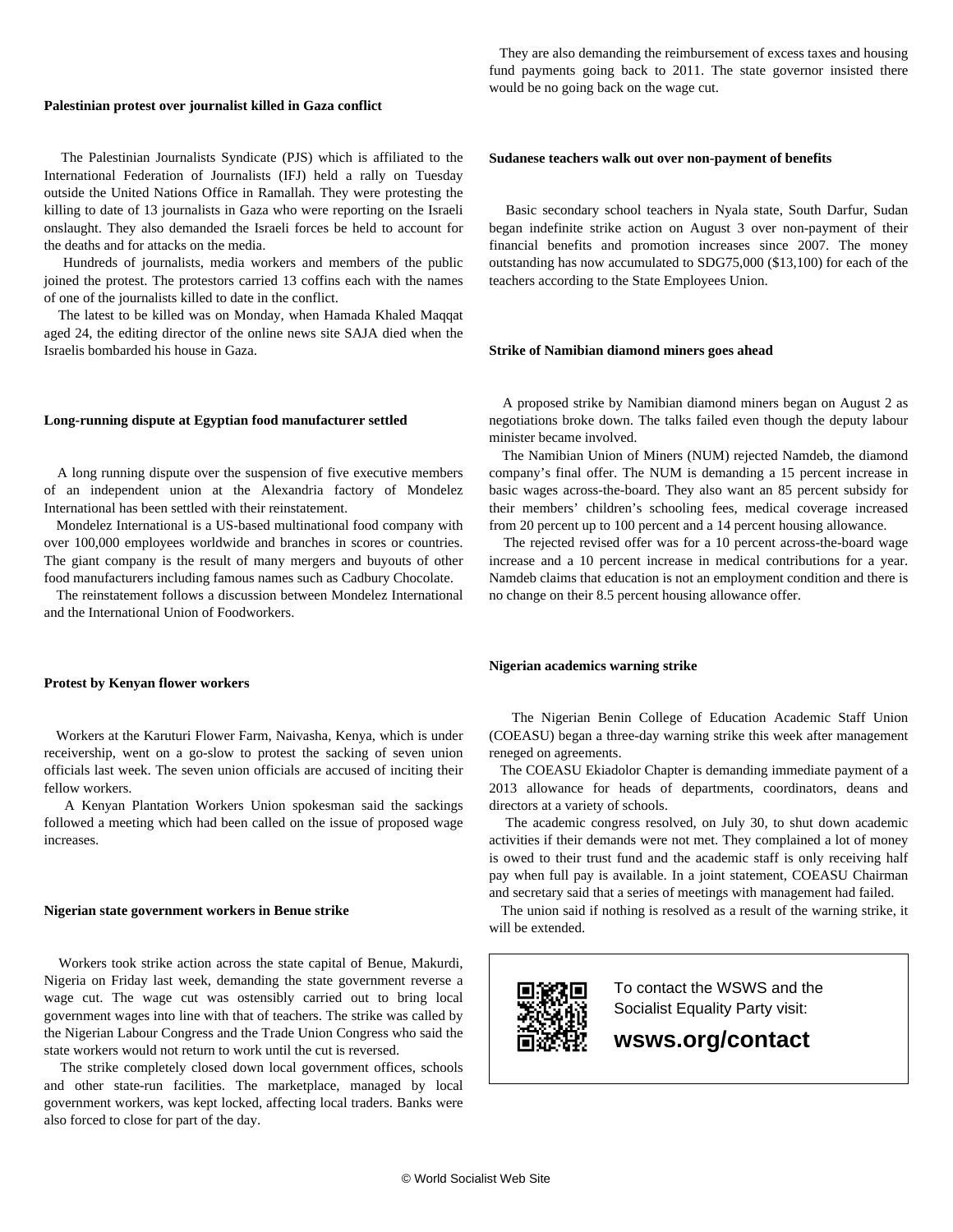### Palestinian protest over journalist killed in Gaza conflict

The Palestinian Journalists Syndicate (PJS) which is affiliated to the International Federation of Journalists (IFJ) held a rally on Tuesday outside the United Nations Office in Ramallah. They were protesting the killing to date of 13 journalists in Gaza who were reporting on the Israeli onslaught. They also demanded the Israeli forces be held to account for the deaths and for attacks on the media.

Hundreds of journalists, media workers and members of the public joined the protest. The protestors carried 13 coffins each with the names of one of the journalists killed to date in the conflict.

The latest to be killed was on Monday, when Hamada Khaled Maqqat aged 24, the editing director of the online news site SAJA died when the Israelis bombarded his house in Gaza.

### Long-running dispute at Egyptian food manufacturer settled

A long running dispute over the suspension of five executive members of an independent union at the Alexandria factory of Mondelez International has been settled with their reinstatement.

Mondelez International is a US-based multinational food company with over 100,000 employees worldwide and branches in scores or countries. The giant company is the result of many mergers and buyouts of other food manufacturers including famous names such as Cadbury Chocolate.

The reinstatement follows a discussion between Mondelez International and the International Union of Foodworkers.

### Protest by Kenyan flower workers

Workers at the Karuturi Flower Farm, Naivasha, Kenya, which is under receivership, went on a go-slow to protest the sacking of seven union officials last week. The seven union officials are accused of inciting their fellow workers.

A Kenyan Plantation Workers Union spokesman said the sackings followed a meeting which had been called on the issue of proposed wage increases.

### Nigerian state government workers in Benue strike

Workers took strike action across the state capital of Benue, Makurdi, Nigeria on Friday last week, demanding the state government reverse a wage cut. The wage cut was ostensibly carried out to bring local government wages into line with that of teachers. The strike was called by the Nigerian Labour Congress and the Trade Union Congress who said the state workers would not return to work until the cut is reversed.

The strike completely closed down local government offices, schools and other state-run facilities. The marketplace, managed by local government workers, was kept locked, affecting local traders. Banks were also forced to close for part of the day.

They are also demanding the reimbursement of excess taxes and housing fund payments going back to 2011. The state governor insisted there would be no going back on the wage cut.

### Sudanese teachers walk out over non-payment of benefits

Basic secondary school teachers in Nyala state, South Darfur, Sudan began indefinite strike action on August 3 over non-payment of their financial benefits and promotion increases since 2007. The money outstanding has now accumulated to SDG75,000 ($13,100) for each of the teachers according to the State Employees Union.

### Strike of Namibian diamond miners goes ahead

A proposed strike by Namibian diamond miners began on August 2 as negotiations broke down. The talks failed even though the deputy labour minister became involved.

The Namibian Union of Miners (NUM) rejected Namdeb, the diamond company's final offer. The NUM is demanding a 15 percent increase in basic wages across-the-board. They also want an 85 percent subsidy for their members' children's schooling fees, medical coverage increased from 20 percent up to 100 percent and a 14 percent housing allowance.

The rejected revised offer was for a 10 percent across-the-board wage increase and a 10 percent increase in medical contributions for a year. Namdeb claims that education is not an employment condition and there is no change on their 8.5 percent housing allowance offer.

### Nigerian academics warning strike

The Nigerian Benin College of Education Academic Staff Union (COEASU) began a three-day warning strike this week after management reneged on agreements.

The COEASU Ekiadolor Chapter is demanding immediate payment of a 2013 allowance for heads of departments, coordinators, deans and directors at a variety of schools.

The academic congress resolved, on July 30, to shut down academic activities if their demands were not met. They complained a lot of money is owed to their trust fund and the academic staff is only receiving half pay when full pay is available. In a joint statement, COEASU Chairman and secretary said that a series of meetings with management had failed.

The union said if nothing is resolved as a result of the warning strike, it will be extended.

To contact the WSWS and the Socialist Equality Party visit:

**wsws.org/contact**